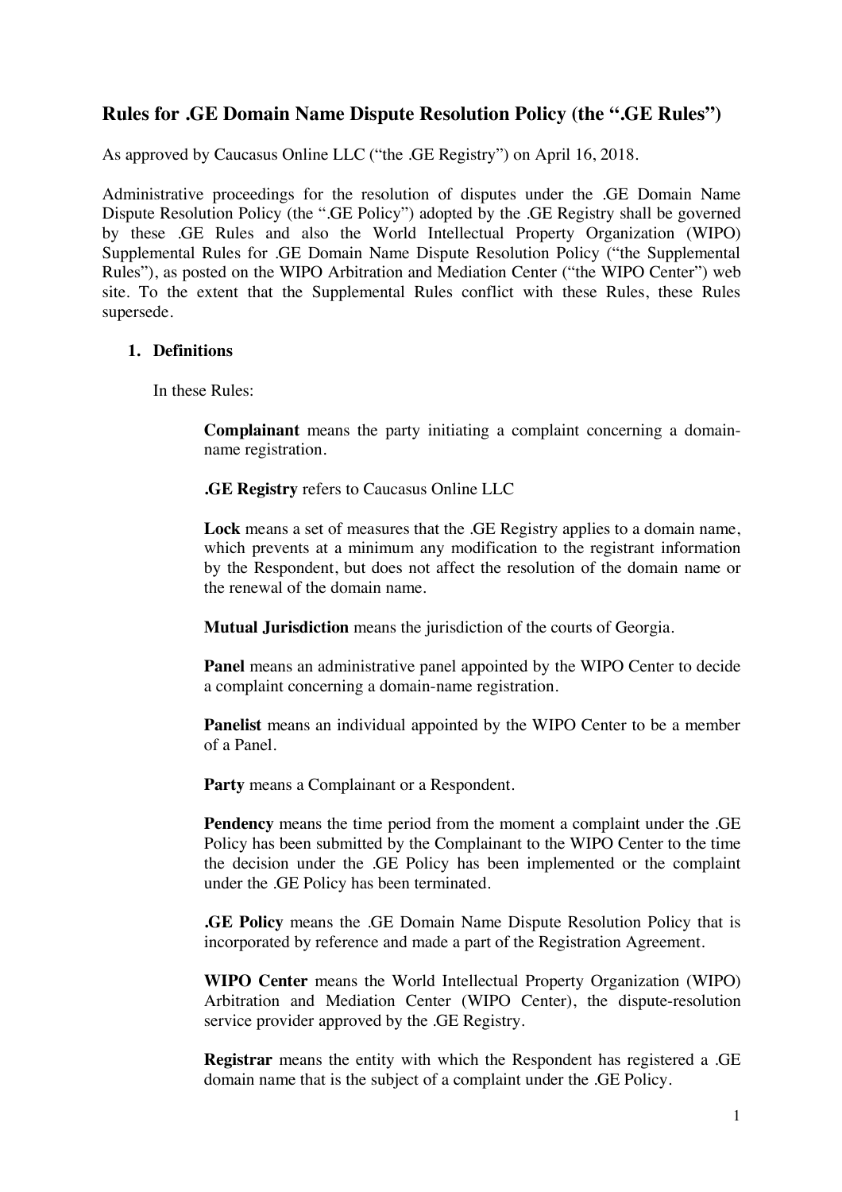# Rules for .GE Domain Name Dispute Resolution Policy (the ".GE Rules")

As approved by Caucasus Online LLC ("the .GE Registry") on April 16, 2018.

Administrative proceedings for the resolution of disputes under the .GE Domain Name Dispute Resolution Policy (the ".GE Policy") adopted by the .GE Registry shall be governed by these .GE Rules and also the World Intellectual Property Organization (WIPO) Supplemental Rules for .GE Domain Name Dispute Resolution Policy ("the Supplemental Rules"), as posted on the WIPO Arbitration and Mediation Center ("the WIPO Center") web site. To the extent that the Supplemental Rules conflict with these Rules, these Rules supersede.

## 1. Definitions

In these Rules:

**Complainant** means the party initiating a complaint concerning a domain-name registration.

**.GE Registry** refers to Caucasus Online LLC

**Lock** means a set of measures that the .GE Registry applies to a domain name, which prevents at a minimum any modification to the registrant information by the Respondent, but does not affect the resolution of the domain name or the renewal of the domain name.

**Mutual Jurisdiction** means the jurisdiction of the courts of Georgia.

**Panel** means an administrative panel appointed by the WIPO Center to decide a complaint concerning a domain-name registration.

**Panelist** means an individual appointed by the WIPO Center to be a member of a Panel.

**Party** means a Complainant or a Respondent.

**Pendency** means the time period from the moment a complaint under the .GE Policy has been submitted by the Complainant to the WIPO Center to the time the decision under the .GE Policy has been implemented or the complaint under the .GE Policy has been terminated.

**.GE Policy** means the .GE Domain Name Dispute Resolution Policy that is incorporated by reference and made a part of the Registration Agreement.

**WIPO Center** means the World Intellectual Property Organization (WIPO) Arbitration and Mediation Center (WIPO Center), the dispute-resolution service provider approved by the .GE Registry.

**Registrar** means the entity with which the Respondent has registered a .GE domain name that is the subject of a complaint under the .GE Policy.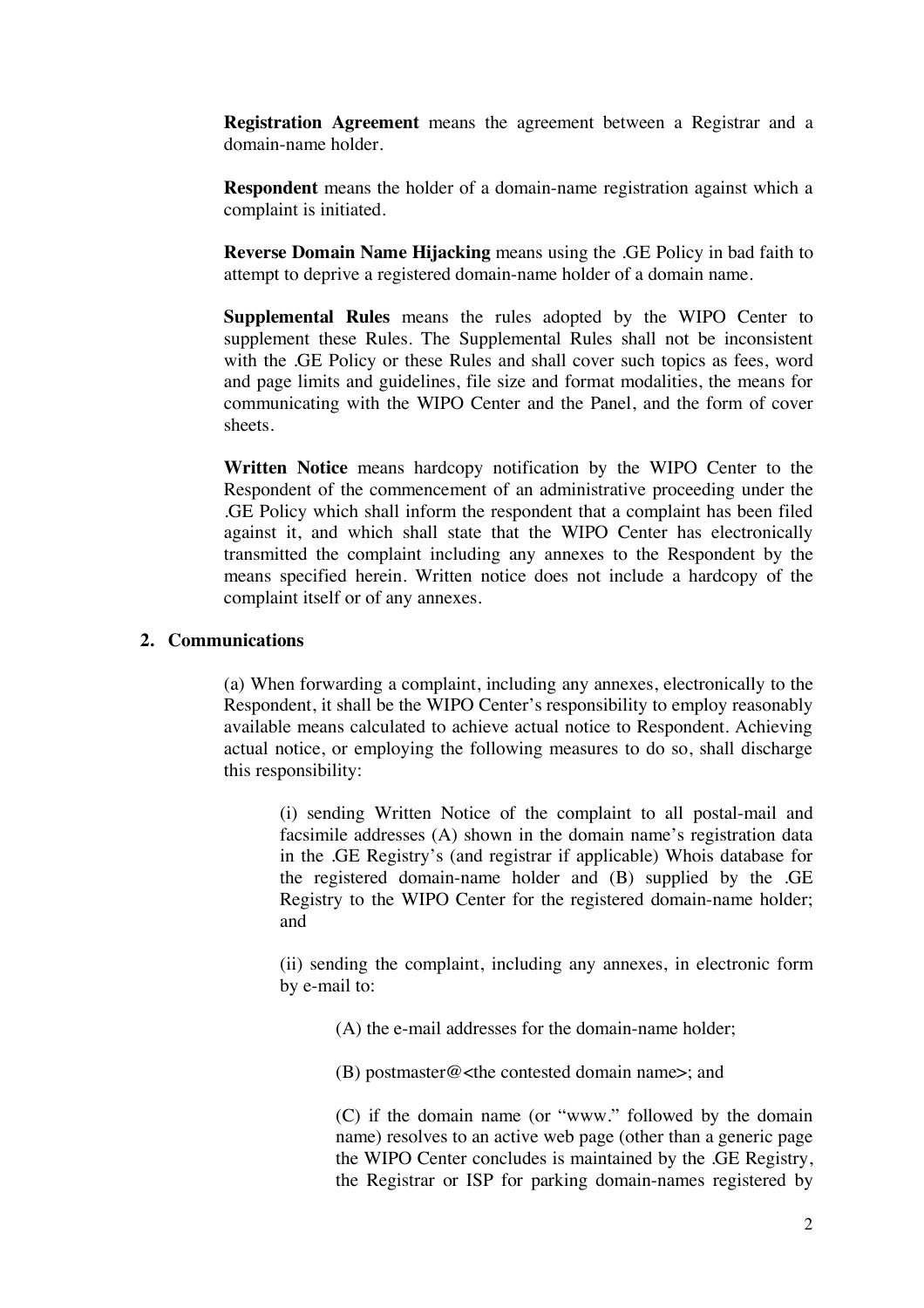**Registration Agreement** means the agreement between a Registrar and a domain-name holder.

**Respondent** means the holder of a domain-name registration against which a complaint is initiated.

**Reverse Domain Name Hijacking** means using the .GE Policy in bad faith to attempt to deprive a registered domain-name holder of a domain name.

**Supplemental Rules** means the rules adopted by the WIPO Center to supplement these Rules. The Supplemental Rules shall not be inconsistent with the .GE Policy or these Rules and shall cover such topics as fees, word and page limits and guidelines, file size and format modalities, the means for communicating with the WIPO Center and the Panel, and the form of cover sheets.

**Written Notice** means hardcopy notification by the WIPO Center to the Respondent of the commencement of an administrative proceeding under the .GE Policy which shall inform the respondent that a complaint has been filed against it, and which shall state that the WIPO Center has electronically transmitted the complaint including any annexes to the Respondent by the means specified herein. Written notice does not include a hardcopy of the complaint itself or of any annexes.

## 2. Communications

(a) When forwarding a complaint, including any annexes, electronically to the Respondent, it shall be the WIPO Center's responsibility to employ reasonably available means calculated to achieve actual notice to Respondent. Achieving actual notice, or employing the following measures to do so, shall discharge this responsibility:

(i) sending Written Notice of the complaint to all postal-mail and facsimile addresses (A) shown in the domain name's registration data in the .GE Registry's (and registrar if applicable) Whois database for the registered domain-name holder and (B) supplied by the .GE Registry to the WIPO Center for the registered domain-name holder; and

(ii) sending the complaint, including any annexes, in electronic form by e-mail to:

(A) the e-mail addresses for the domain-name holder;

(B) postmaster@<the contested domain name>; and

(C) if the domain name (or "www." followed by the domain name) resolves to an active web page (other than a generic page the WIPO Center concludes is maintained by the .GE Registry, the Registrar or ISP for parking domain-names registered by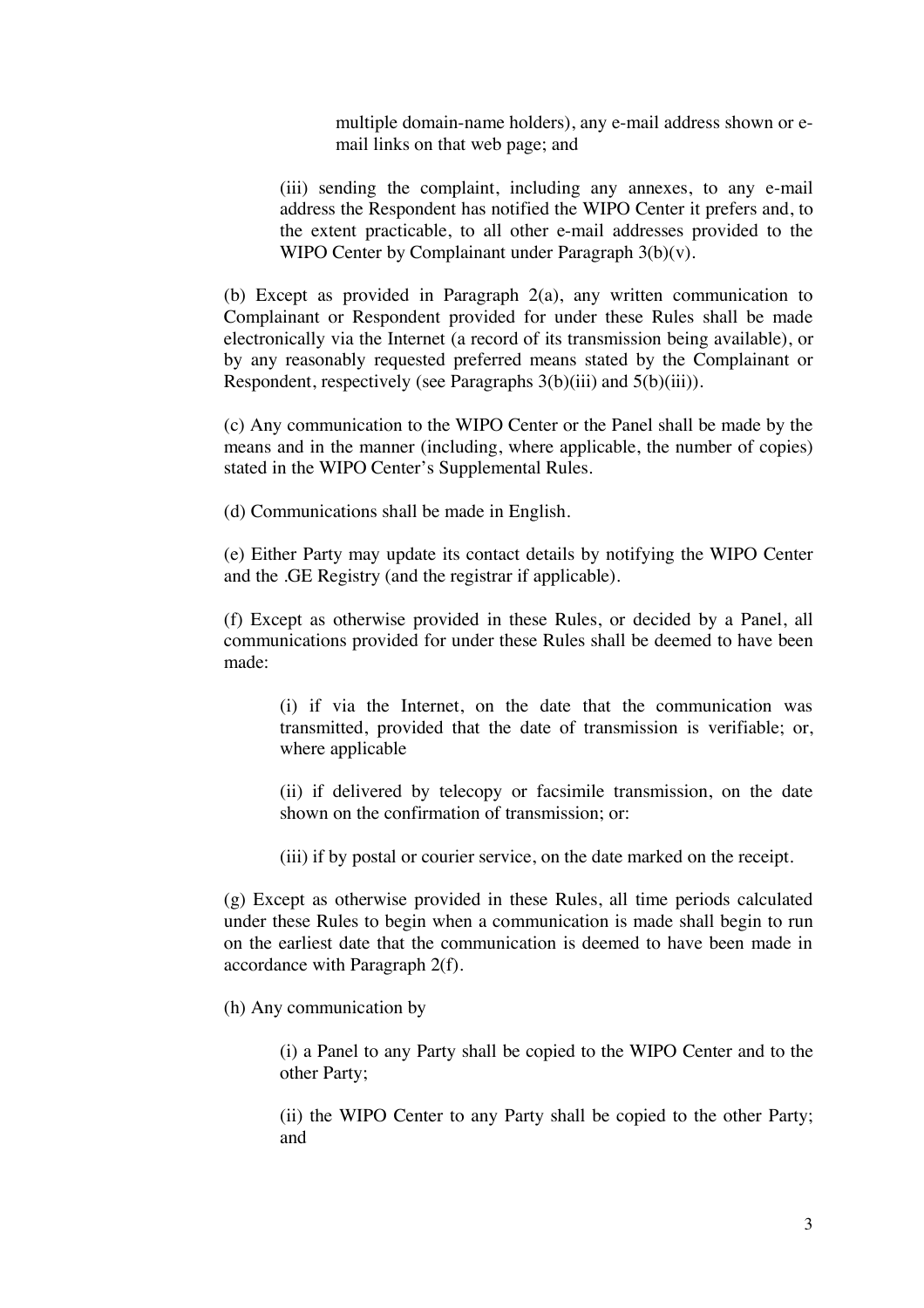multiple domain-name holders), any e-mail address shown or e-mail links on that web page; and

(iii) sending the complaint, including any annexes, to any e-mail address the Respondent has notified the WIPO Center it prefers and, to the extent practicable, to all other e-mail addresses provided to the WIPO Center by Complainant under Paragraph 3(b)(v).

(b) Except as provided in Paragraph 2(a), any written communication to Complainant or Respondent provided for under these Rules shall be made electronically via the Internet (a record of its transmission being available), or by any reasonably requested preferred means stated by the Complainant or Respondent, respectively (see Paragraphs 3(b)(iii) and 5(b)(iii)).

(c) Any communication to the WIPO Center or the Panel shall be made by the means and in the manner (including, where applicable, the number of copies) stated in the WIPO Center's Supplemental Rules.

(d) Communications shall be made in English.

(e) Either Party may update its contact details by notifying the WIPO Center and the .GE Registry (and the registrar if applicable).

(f) Except as otherwise provided in these Rules, or decided by a Panel, all communications provided for under these Rules shall be deemed to have been made:

(i) if via the Internet, on the date that the communication was transmitted, provided that the date of transmission is verifiable; or, where applicable

(ii) if delivered by telecopy or facsimile transmission, on the date shown on the confirmation of transmission; or:

(iii) if by postal or courier service, on the date marked on the receipt.

(g) Except as otherwise provided in these Rules, all time periods calculated under these Rules to begin when a communication is made shall begin to run on the earliest date that the communication is deemed to have been made in accordance with Paragraph 2(f).

(h) Any communication by

(i) a Panel to any Party shall be copied to the WIPO Center and to the other Party;

(ii) the WIPO Center to any Party shall be copied to the other Party; and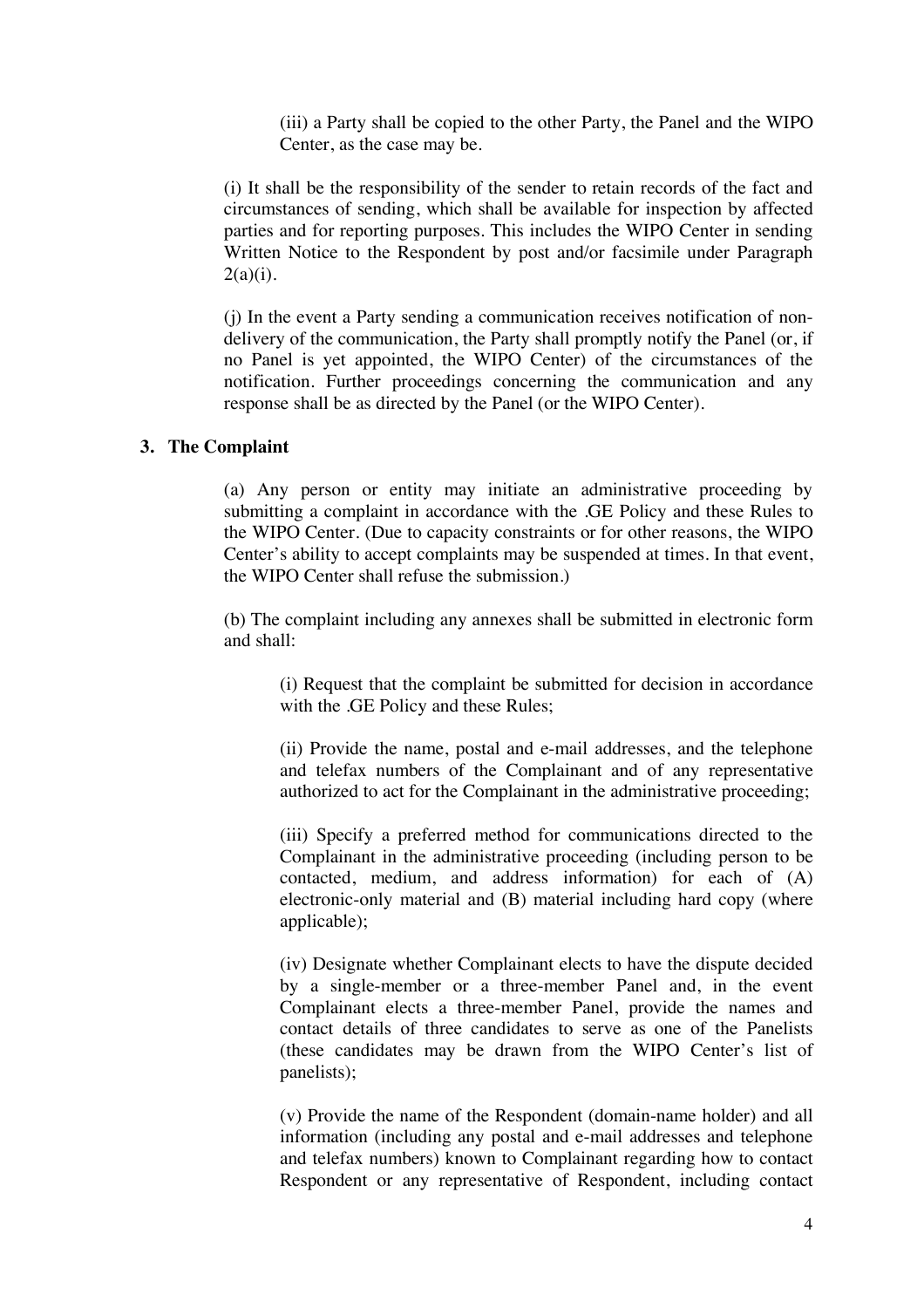(iii) a Party shall be copied to the other Party, the Panel and the WIPO Center, as the case may be.

(i) It shall be the responsibility of the sender to retain records of the fact and circumstances of sending, which shall be available for inspection by affected parties and for reporting purposes. This includes the WIPO Center in sending Written Notice to the Respondent by post and/or facsimile under Paragraph 2(a)(i).

(j) In the event a Party sending a communication receives notification of non-delivery of the communication, the Party shall promptly notify the Panel (or, if no Panel is yet appointed, the WIPO Center) of the circumstances of the notification. Further proceedings concerning the communication and any response shall be as directed by the Panel (or the WIPO Center).

**3. The Complaint**

(a) Any person or entity may initiate an administrative proceeding by submitting a complaint in accordance with the .GE Policy and these Rules to the WIPO Center. (Due to capacity constraints or for other reasons, the WIPO Center's ability to accept complaints may be suspended at times. In that event, the WIPO Center shall refuse the submission.)

(b) The complaint including any annexes shall be submitted in electronic form and shall:

(i) Request that the complaint be submitted for decision in accordance with the .GE Policy and these Rules;

(ii) Provide the name, postal and e-mail addresses, and the telephone and telefax numbers of the Complainant and of any representative authorized to act for the Complainant in the administrative proceeding;

(iii) Specify a preferred method for communications directed to the Complainant in the administrative proceeding (including person to be contacted, medium, and address information) for each of (A) electronic-only material and (B) material including hard copy (where applicable);

(iv) Designate whether Complainant elects to have the dispute decided by a single-member or a three-member Panel and, in the event Complainant elects a three-member Panel, provide the names and contact details of three candidates to serve as one of the Panelists (these candidates may be drawn from the WIPO Center's list of panelists);

(v) Provide the name of the Respondent (domain-name holder) and all information (including any postal and e-mail addresses and telephone and telefax numbers) known to Complainant regarding how to contact Respondent or any representative of Respondent, including contact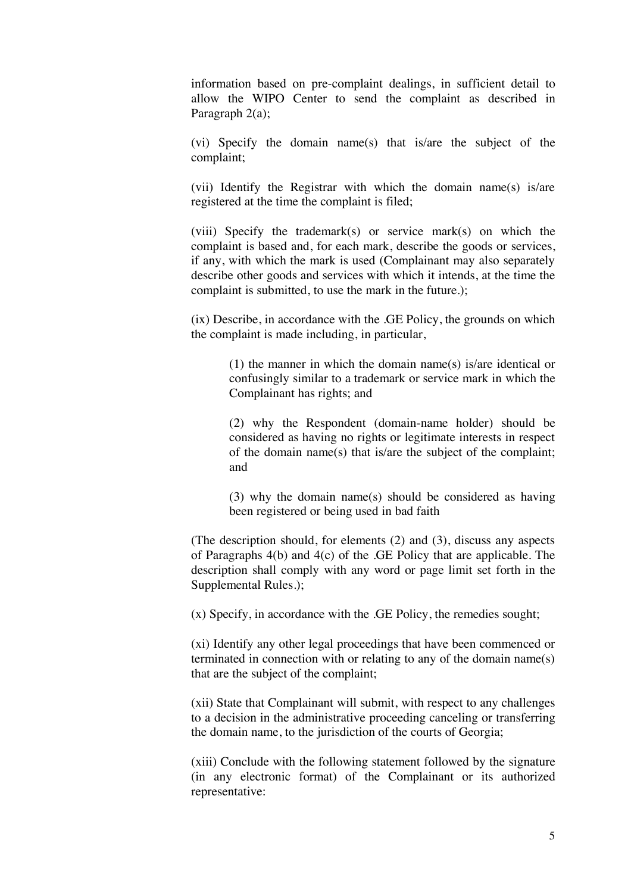information based on pre-complaint dealings, in sufficient detail to allow the WIPO Center to send the complaint as described in Paragraph 2(a);

(vi) Specify the domain name(s) that is/are the subject of the complaint;

(vii) Identify the Registrar with which the domain name(s) is/are registered at the time the complaint is filed;

(viii) Specify the trademark(s) or service mark(s) on which the complaint is based and, for each mark, describe the goods or services, if any, with which the mark is used (Complainant may also separately describe other goods and services with which it intends, at the time the complaint is submitted, to use the mark in the future.);

(ix) Describe, in accordance with the .GE Policy, the grounds on which the complaint is made including, in particular,

> (1) the manner in which the domain name(s) is/are identical or confusingly similar to a trademark or service mark in which the Complainant has rights; and
>
> (2) why the Respondent (domain-name holder) should be considered as having no rights or legitimate interests in respect of the domain name(s) that is/are the subject of the complaint; and
>
> (3) why the domain name(s) should be considered as having been registered or being used in bad faith

(The description should, for elements (2) and (3), discuss any aspects of Paragraphs 4(b) and 4(c) of the .GE Policy that are applicable. The description shall comply with any word or page limit set forth in the Supplemental Rules.);

(x) Specify, in accordance with the .GE Policy, the remedies sought;

(xi) Identify any other legal proceedings that have been commenced or terminated in connection with or relating to any of the domain name(s) that are the subject of the complaint;

(xii) State that Complainant will submit, with respect to any challenges to a decision in the administrative proceeding canceling or transferring the domain name, to the jurisdiction of the courts of Georgia;

(xiii) Conclude with the following statement followed by the signature (in any electronic format) of the Complainant or its authorized representative: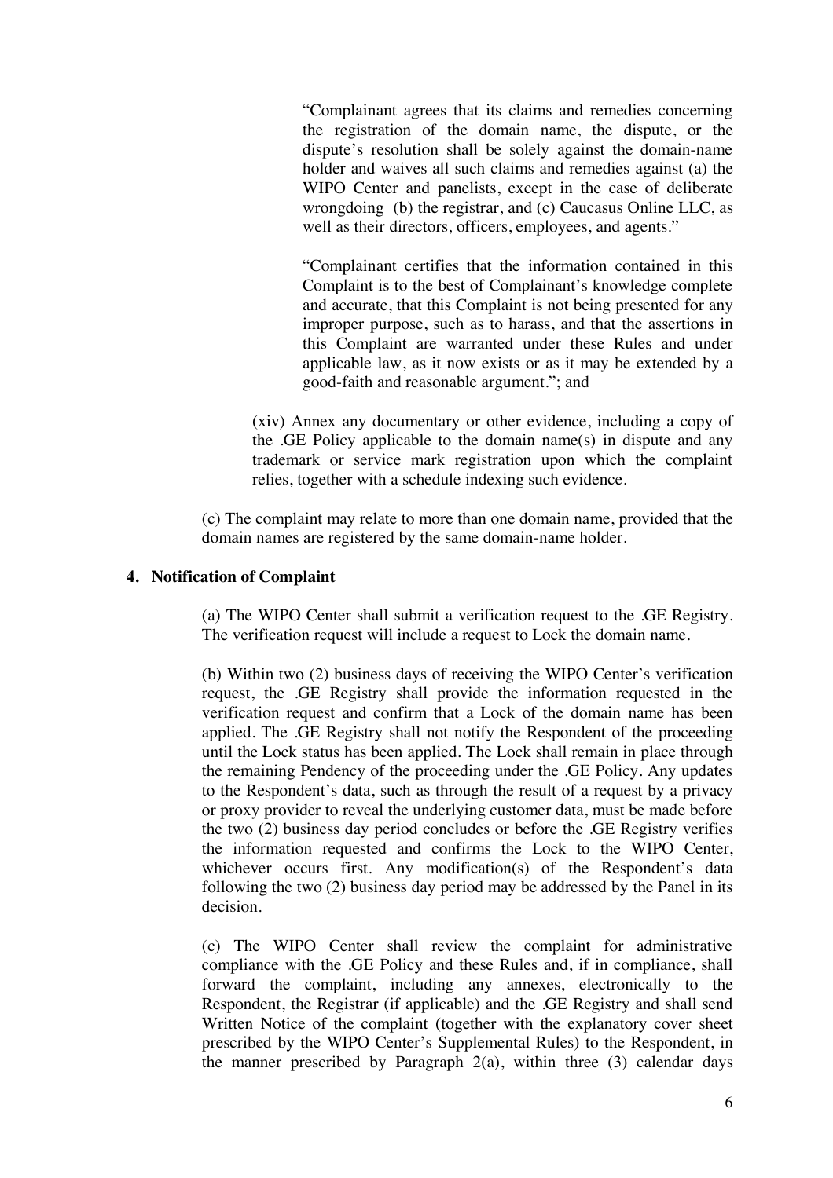"Complainant agrees that its claims and remedies concerning the registration of the domain name, the dispute, or the dispute's resolution shall be solely against the domain-name holder and waives all such claims and remedies against (a) the WIPO Center and panelists, except in the case of deliberate wrongdoing (b) the registrar, and (c) Caucasus Online LLC, as well as their directors, officers, employees, and agents."

"Complainant certifies that the information contained in this Complaint is to the best of Complainant's knowledge complete and accurate, that this Complaint is not being presented for any improper purpose, such as to harass, and that the assertions in this Complaint are warranted under these Rules and under applicable law, as it now exists or as it may be extended by a good-faith and reasonable argument."; and

(xiv) Annex any documentary or other evidence, including a copy of the .GE Policy applicable to the domain name(s) in dispute and any trademark or service mark registration upon which the complaint relies, together with a schedule indexing such evidence.

(c) The complaint may relate to more than one domain name, provided that the domain names are registered by the same domain-name holder.

**4. Notification of Complaint**

(a) The WIPO Center shall submit a verification request to the .GE Registry. The verification request will include a request to Lock the domain name.

(b) Within two (2) business days of receiving the WIPO Center's verification request, the .GE Registry shall provide the information requested in the verification request and confirm that a Lock of the domain name has been applied. The .GE Registry shall not notify the Respondent of the proceeding until the Lock status has been applied. The Lock shall remain in place through the remaining Pendency of the proceeding under the .GE Policy. Any updates to the Respondent's data, such as through the result of a request by a privacy or proxy provider to reveal the underlying customer data, must be made before the two (2) business day period concludes or before the .GE Registry verifies the information requested and confirms the Lock to the WIPO Center, whichever occurs first. Any modification(s) of the Respondent's data following the two (2) business day period may be addressed by the Panel in its decision.

(c) The WIPO Center shall review the complaint for administrative compliance with the .GE Policy and these Rules and, if in compliance, shall forward the complaint, including any annexes, electronically to the Respondent, the Registrar (if applicable) and the .GE Registry and shall send Written Notice of the complaint (together with the explanatory cover sheet prescribed by the WIPO Center's Supplemental Rules) to the Respondent, in the manner prescribed by Paragraph 2(a), within three (3) calendar days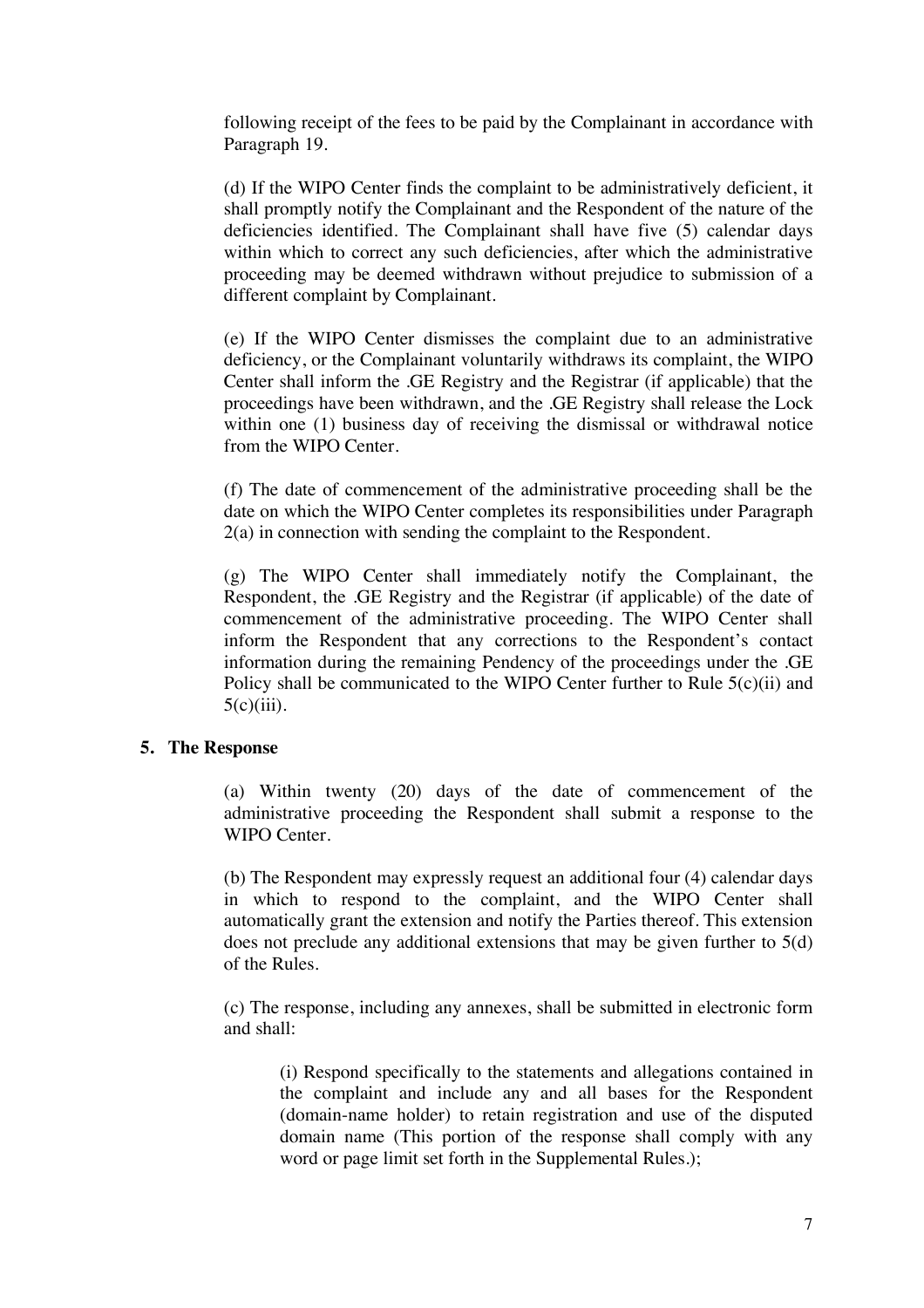following receipt of the fees to be paid by the Complainant in accordance with Paragraph 19.

(d) If the WIPO Center finds the complaint to be administratively deficient, it shall promptly notify the Complainant and the Respondent of the nature of the deficiencies identified. The Complainant shall have five (5) calendar days within which to correct any such deficiencies, after which the administrative proceeding may be deemed withdrawn without prejudice to submission of a different complaint by Complainant.

(e) If the WIPO Center dismisses the complaint due to an administrative deficiency, or the Complainant voluntarily withdraws its complaint, the WIPO Center shall inform the .GE Registry and the Registrar (if applicable) that the proceedings have been withdrawn, and the .GE Registry shall release the Lock within one (1) business day of receiving the dismissal or withdrawal notice from the WIPO Center.

(f) The date of commencement of the administrative proceeding shall be the date on which the WIPO Center completes its responsibilities under Paragraph 2(a) in connection with sending the complaint to the Respondent.

(g) The WIPO Center shall immediately notify the Complainant, the Respondent, the .GE Registry and the Registrar (if applicable) of the date of commencement of the administrative proceeding. The WIPO Center shall inform the Respondent that any corrections to the Respondent's contact information during the remaining Pendency of the proceedings under the .GE Policy shall be communicated to the WIPO Center further to Rule 5(c)(ii) and 5(c)(iii).

## 5. The Response

(a) Within twenty (20) days of the date of commencement of the administrative proceeding the Respondent shall submit a response to the WIPO Center.

(b) The Respondent may expressly request an additional four (4) calendar days in which to respond to the complaint, and the WIPO Center shall automatically grant the extension and notify the Parties thereof. This extension does not preclude any additional extensions that may be given further to 5(d) of the Rules.

(c) The response, including any annexes, shall be submitted in electronic form and shall:

(i) Respond specifically to the statements and allegations contained in the complaint and include any and all bases for the Respondent (domain-name holder) to retain registration and use of the disputed domain name (This portion of the response shall comply with any word or page limit set forth in the Supplemental Rules.);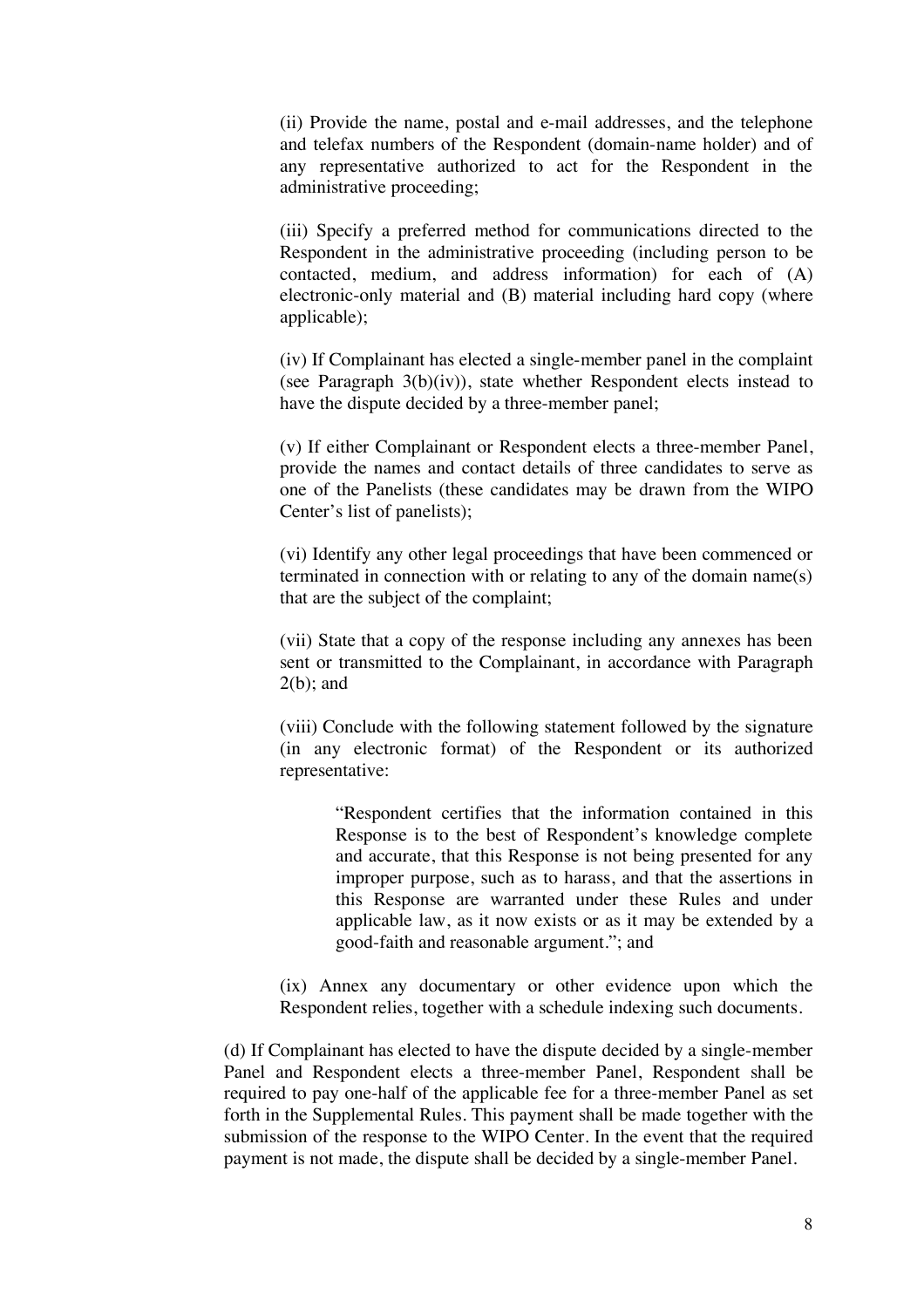(ii) Provide the name, postal and e-mail addresses, and the telephone and telefax numbers of the Respondent (domain-name holder) and of any representative authorized to act for the Respondent in the administrative proceeding;

(iii) Specify a preferred method for communications directed to the Respondent in the administrative proceeding (including person to be contacted, medium, and address information) for each of (A) electronic-only material and (B) material including hard copy (where applicable);

(iv) If Complainant has elected a single-member panel in the complaint (see Paragraph 3(b)(iv)), state whether Respondent elects instead to have the dispute decided by a three-member panel;

(v) If either Complainant or Respondent elects a three-member Panel, provide the names and contact details of three candidates to serve as one of the Panelists (these candidates may be drawn from the WIPO Center's list of panelists);

(vi) Identify any other legal proceedings that have been commenced or terminated in connection with or relating to any of the domain name(s) that are the subject of the complaint;

(vii) State that a copy of the response including any annexes has been sent or transmitted to the Complainant, in accordance with Paragraph 2(b); and

(viii) Conclude with the following statement followed by the signature (in any electronic format) of the Respondent or its authorized representative:

> "Respondent certifies that the information contained in this Response is to the best of Respondent's knowledge complete and accurate, that this Response is not being presented for any improper purpose, such as to harass, and that the assertions in this Response are warranted under these Rules and under applicable law, as it now exists or as it may be extended by a good-faith and reasonable argument."; and

(ix) Annex any documentary or other evidence upon which the Respondent relies, together with a schedule indexing such documents.

(d) If Complainant has elected to have the dispute decided by a single-member Panel and Respondent elects a three-member Panel, Respondent shall be required to pay one-half of the applicable fee for a three-member Panel as set forth in the Supplemental Rules. This payment shall be made together with the submission of the response to the WIPO Center. In the event that the required payment is not made, the dispute shall be decided by a single-member Panel.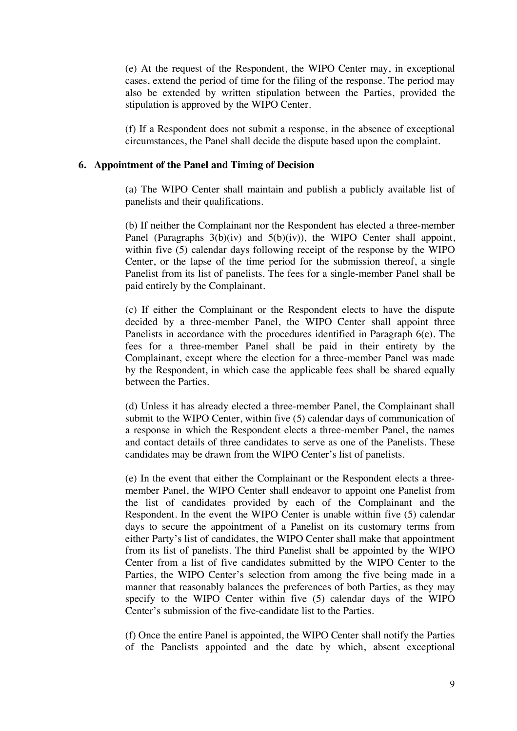(e) At the request of the Respondent, the WIPO Center may, in exceptional cases, extend the period of time for the filing of the response. The period may also be extended by written stipulation between the Parties, provided the stipulation is approved by the WIPO Center.

(f) If a Respondent does not submit a response, in the absence of exceptional circumstances, the Panel shall decide the dispute based upon the complaint.

**6. Appointment of the Panel and Timing of Decision**

(a) The WIPO Center shall maintain and publish a publicly available list of panelists and their qualifications.

(b) If neither the Complainant nor the Respondent has elected a three-member Panel (Paragraphs 3(b)(iv) and 5(b)(iv)), the WIPO Center shall appoint, within five (5) calendar days following receipt of the response by the WIPO Center, or the lapse of the time period for the submission thereof, a single Panelist from its list of panelists. The fees for a single-member Panel shall be paid entirely by the Complainant.

(c) If either the Complainant or the Respondent elects to have the dispute decided by a three-member Panel, the WIPO Center shall appoint three Panelists in accordance with the procedures identified in Paragraph 6(e). The fees for a three-member Panel shall be paid in their entirety by the Complainant, except where the election for a three-member Panel was made by the Respondent, in which case the applicable fees shall be shared equally between the Parties.

(d) Unless it has already elected a three-member Panel, the Complainant shall submit to the WIPO Center, within five (5) calendar days of communication of a response in which the Respondent elects a three-member Panel, the names and contact details of three candidates to serve as one of the Panelists. These candidates may be drawn from the WIPO Center's list of panelists.

(e) In the event that either the Complainant or the Respondent elects a three-member Panel, the WIPO Center shall endeavor to appoint one Panelist from the list of candidates provided by each of the Complainant and the Respondent. In the event the WIPO Center is unable within five (5) calendar days to secure the appointment of a Panelist on its customary terms from either Party's list of candidates, the WIPO Center shall make that appointment from its list of panelists. The third Panelist shall be appointed by the WIPO Center from a list of five candidates submitted by the WIPO Center to the Parties, the WIPO Center's selection from among the five being made in a manner that reasonably balances the preferences of both Parties, as they may specify to the WIPO Center within five (5) calendar days of the WIPO Center's submission of the five-candidate list to the Parties.

(f) Once the entire Panel is appointed, the WIPO Center shall notify the Parties of the Panelists appointed and the date by which, absent exceptional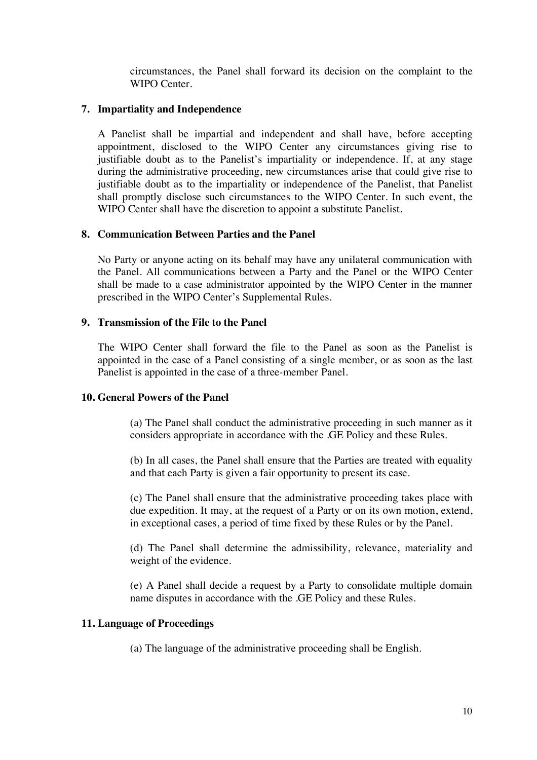circumstances, the Panel shall forward its decision on the complaint to the WIPO Center.

## 7. Impartiality and Independence

A Panelist shall be impartial and independent and shall have, before accepting appointment, disclosed to the WIPO Center any circumstances giving rise to justifiable doubt as to the Panelist's impartiality or independence. If, at any stage during the administrative proceeding, new circumstances arise that could give rise to justifiable doubt as to the impartiality or independence of the Panelist, that Panelist shall promptly disclose such circumstances to the WIPO Center. In such event, the WIPO Center shall have the discretion to appoint a substitute Panelist.

## 8. Communication Between Parties and the Panel

No Party or anyone acting on its behalf may have any unilateral communication with the Panel. All communications between a Party and the Panel or the WIPO Center shall be made to a case administrator appointed by the WIPO Center in the manner prescribed in the WIPO Center's Supplemental Rules.

## 9. Transmission of the File to the Panel

The WIPO Center shall forward the file to the Panel as soon as the Panelist is appointed in the case of a Panel consisting of a single member, or as soon as the last Panelist is appointed in the case of a three-member Panel.

## 10. General Powers of the Panel

(a) The Panel shall conduct the administrative proceeding in such manner as it considers appropriate in accordance with the .GE Policy and these Rules.

(b) In all cases, the Panel shall ensure that the Parties are treated with equality and that each Party is given a fair opportunity to present its case.

(c) The Panel shall ensure that the administrative proceeding takes place with due expedition. It may, at the request of a Party or on its own motion, extend, in exceptional cases, a period of time fixed by these Rules or by the Panel.

(d) The Panel shall determine the admissibility, relevance, materiality and weight of the evidence.

(e) A Panel shall decide a request by a Party to consolidate multiple domain name disputes in accordance with the .GE Policy and these Rules.

## 11. Language of Proceedings

(a) The language of the administrative proceeding shall be English.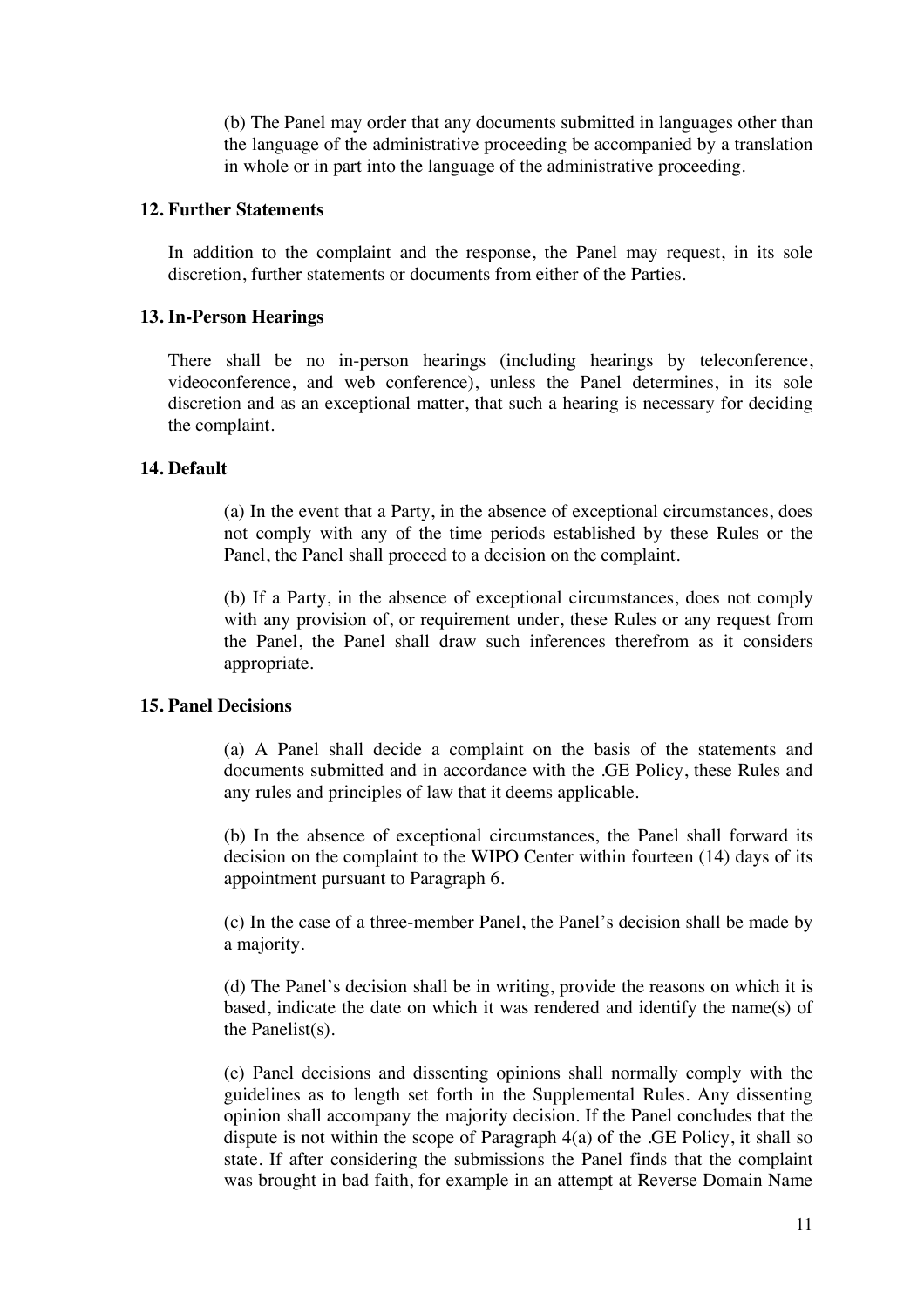(b) The Panel may order that any documents submitted in languages other than the language of the administrative proceeding be accompanied by a translation in whole or in part into the language of the administrative proceeding.

**12. Further Statements**

In addition to the complaint and the response, the Panel may request, in its sole discretion, further statements or documents from either of the Parties.

**13. In-Person Hearings**

There shall be no in-person hearings (including hearings by teleconference, videoconference, and web conference), unless the Panel determines, in its sole discretion and as an exceptional matter, that such a hearing is necessary for deciding the complaint.

**14. Default**

(a) In the event that a Party, in the absence of exceptional circumstances, does not comply with any of the time periods established by these Rules or the Panel, the Panel shall proceed to a decision on the complaint.

(b) If a Party, in the absence of exceptional circumstances, does not comply with any provision of, or requirement under, these Rules or any request from the Panel, the Panel shall draw such inferences therefrom as it considers appropriate.

**15. Panel Decisions**

(a) A Panel shall decide a complaint on the basis of the statements and documents submitted and in accordance with the .GE Policy, these Rules and any rules and principles of law that it deems applicable.

(b) In the absence of exceptional circumstances, the Panel shall forward its decision on the complaint to the WIPO Center within fourteen (14) days of its appointment pursuant to Paragraph 6.

(c) In the case of a three-member Panel, the Panel's decision shall be made by a majority.

(d) The Panel's decision shall be in writing, provide the reasons on which it is based, indicate the date on which it was rendered and identify the name(s) of the Panelist(s).

(e) Panel decisions and dissenting opinions shall normally comply with the guidelines as to length set forth in the Supplemental Rules. Any dissenting opinion shall accompany the majority decision. If the Panel concludes that the dispute is not within the scope of Paragraph 4(a) of the .GE Policy, it shall so state. If after considering the submissions the Panel finds that the complaint was brought in bad faith, for example in an attempt at Reverse Domain Name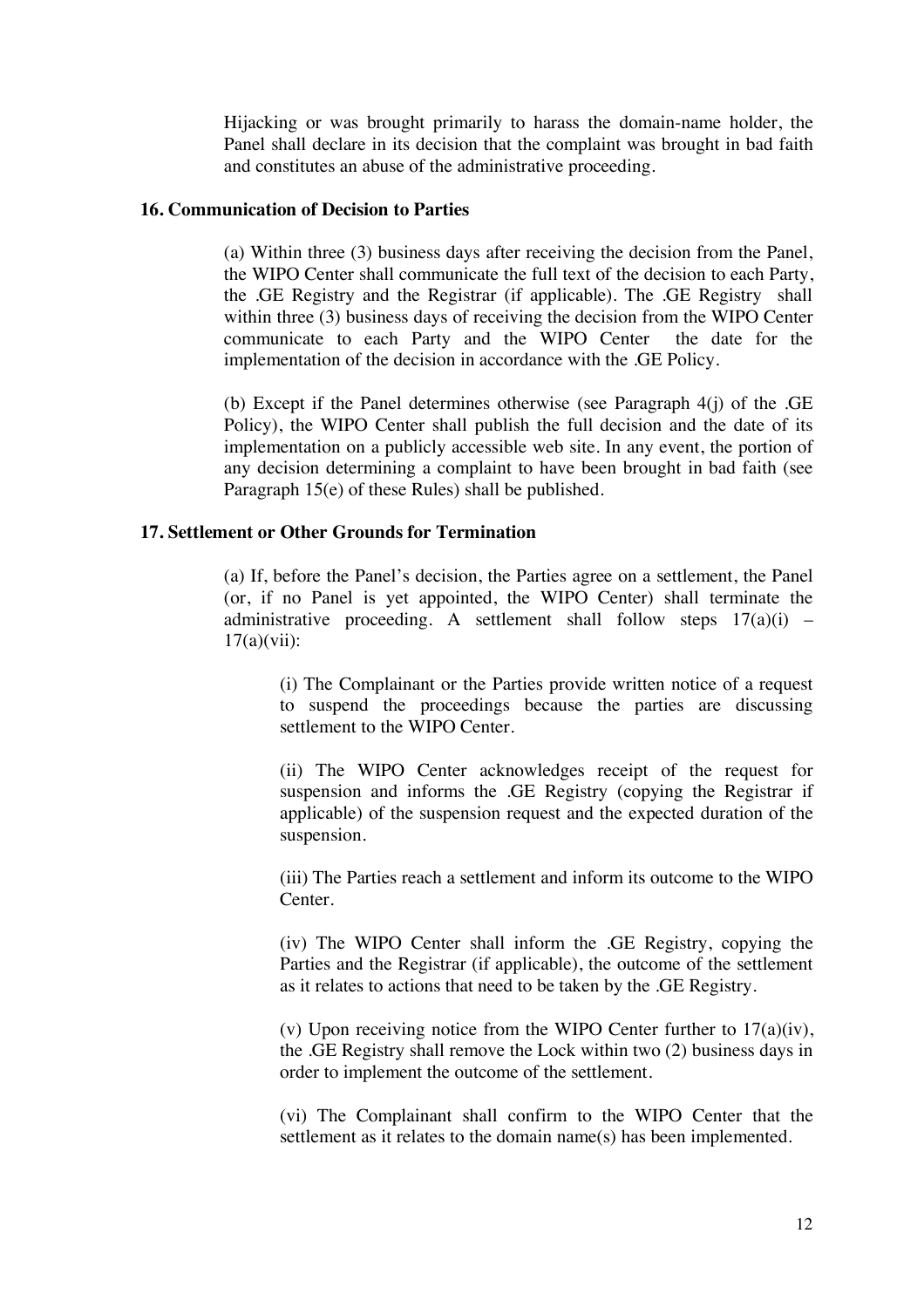Hijacking or was brought primarily to harass the domain-name holder, the Panel shall declare in its decision that the complaint was brought in bad faith and constitutes an abuse of the administrative proceeding.

**16. Communication of Decision to Parties**

(a) Within three (3) business days after receiving the decision from the Panel, the WIPO Center shall communicate the full text of the decision to each Party, the .GE Registry and the Registrar (if applicable). The .GE Registry shall within three (3) business days of receiving the decision from the WIPO Center communicate to each Party and the WIPO Center the date for the implementation of the decision in accordance with the .GE Policy.

(b) Except if the Panel determines otherwise (see Paragraph 4(j) of the .GE Policy), the WIPO Center shall publish the full decision and the date of its implementation on a publicly accessible web site. In any event, the portion of any decision determining a complaint to have been brought in bad faith (see Paragraph 15(e) of these Rules) shall be published.

**17. Settlement or Other Grounds for Termination**

(a) If, before the Panel's decision, the Parties agree on a settlement, the Panel (or, if no Panel is yet appointed, the WIPO Center) shall terminate the administrative proceeding. A settlement shall follow steps 17(a)(i) – 17(a)(vii):

(i) The Complainant or the Parties provide written notice of a request to suspend the proceedings because the parties are discussing settlement to the WIPO Center.

(ii) The WIPO Center acknowledges receipt of the request for suspension and informs the .GE Registry (copying the Registrar if applicable) of the suspension request and the expected duration of the suspension.

(iii) The Parties reach a settlement and inform its outcome to the WIPO Center.

(iv) The WIPO Center shall inform the .GE Registry, copying the Parties and the Registrar (if applicable), the outcome of the settlement as it relates to actions that need to be taken by the .GE Registry.

(v) Upon receiving notice from the WIPO Center further to 17(a)(iv), the .GE Registry shall remove the Lock within two (2) business days in order to implement the outcome of the settlement.

(vi) The Complainant shall confirm to the WIPO Center that the settlement as it relates to the domain name(s) has been implemented.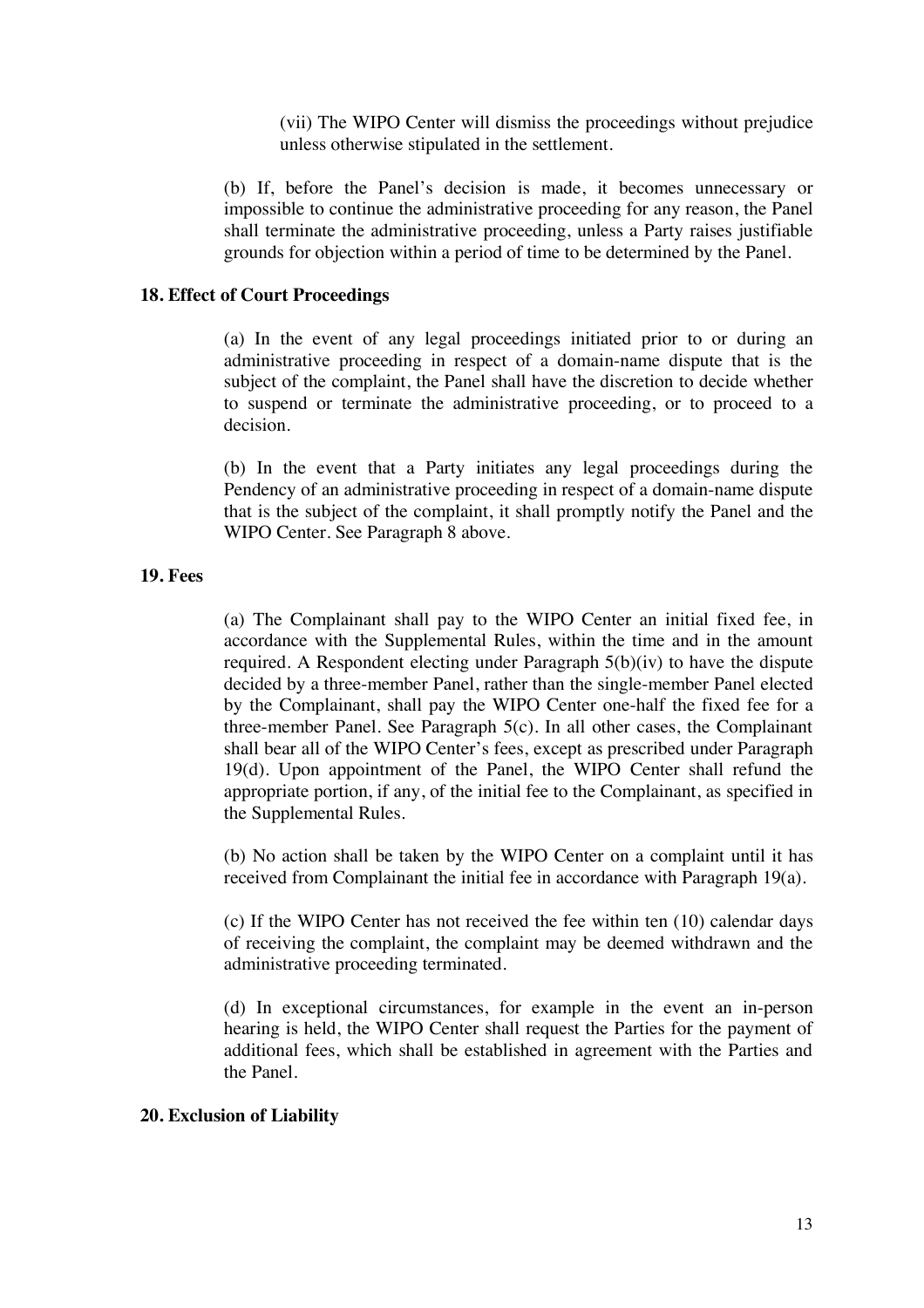(vii) The WIPO Center will dismiss the proceedings without prejudice unless otherwise stipulated in the settlement.

(b) If, before the Panel's decision is made, it becomes unnecessary or impossible to continue the administrative proceeding for any reason, the Panel shall terminate the administrative proceeding, unless a Party raises justifiable grounds for objection within a period of time to be determined by the Panel.

**18. Effect of Court Proceedings**

(a) In the event of any legal proceedings initiated prior to or during an administrative proceeding in respect of a domain-name dispute that is the subject of the complaint, the Panel shall have the discretion to decide whether to suspend or terminate the administrative proceeding, or to proceed to a decision.

(b) In the event that a Party initiates any legal proceedings during the Pendency of an administrative proceeding in respect of a domain-name dispute that is the subject of the complaint, it shall promptly notify the Panel and the WIPO Center. See Paragraph 8 above.

**19. Fees**

(a) The Complainant shall pay to the WIPO Center an initial fixed fee, in accordance with the Supplemental Rules, within the time and in the amount required. A Respondent electing under Paragraph 5(b)(iv) to have the dispute decided by a three-member Panel, rather than the single-member Panel elected by the Complainant, shall pay the WIPO Center one-half the fixed fee for a three-member Panel. See Paragraph 5(c). In all other cases, the Complainant shall bear all of the WIPO Center's fees, except as prescribed under Paragraph 19(d). Upon appointment of the Panel, the WIPO Center shall refund the appropriate portion, if any, of the initial fee to the Complainant, as specified in the Supplemental Rules.

(b) No action shall be taken by the WIPO Center on a complaint until it has received from Complainant the initial fee in accordance with Paragraph 19(a).

(c) If the WIPO Center has not received the fee within ten (10) calendar days of receiving the complaint, the complaint may be deemed withdrawn and the administrative proceeding terminated.

(d) In exceptional circumstances, for example in the event an in-person hearing is held, the WIPO Center shall request the Parties for the payment of additional fees, which shall be established in agreement with the Parties and the Panel.

**20. Exclusion of Liability**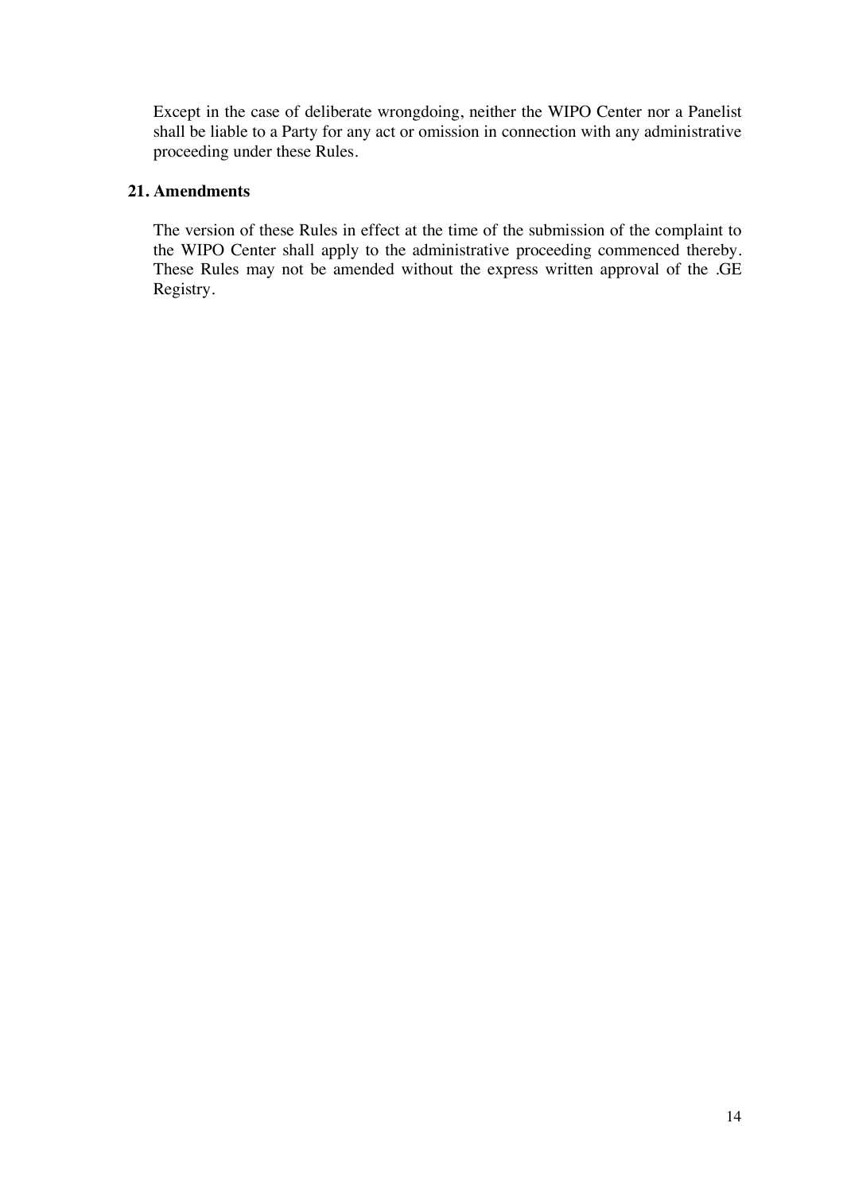Except in the case of deliberate wrongdoing, neither the WIPO Center nor a Panelist shall be liable to a Party for any act or omission in connection with any administrative proceeding under these Rules.

## 21. Amendments

The version of these Rules in effect at the time of the submission of the complaint to the WIPO Center shall apply to the administrative proceeding commenced thereby. These Rules may not be amended without the express written approval of the .GE Registry.